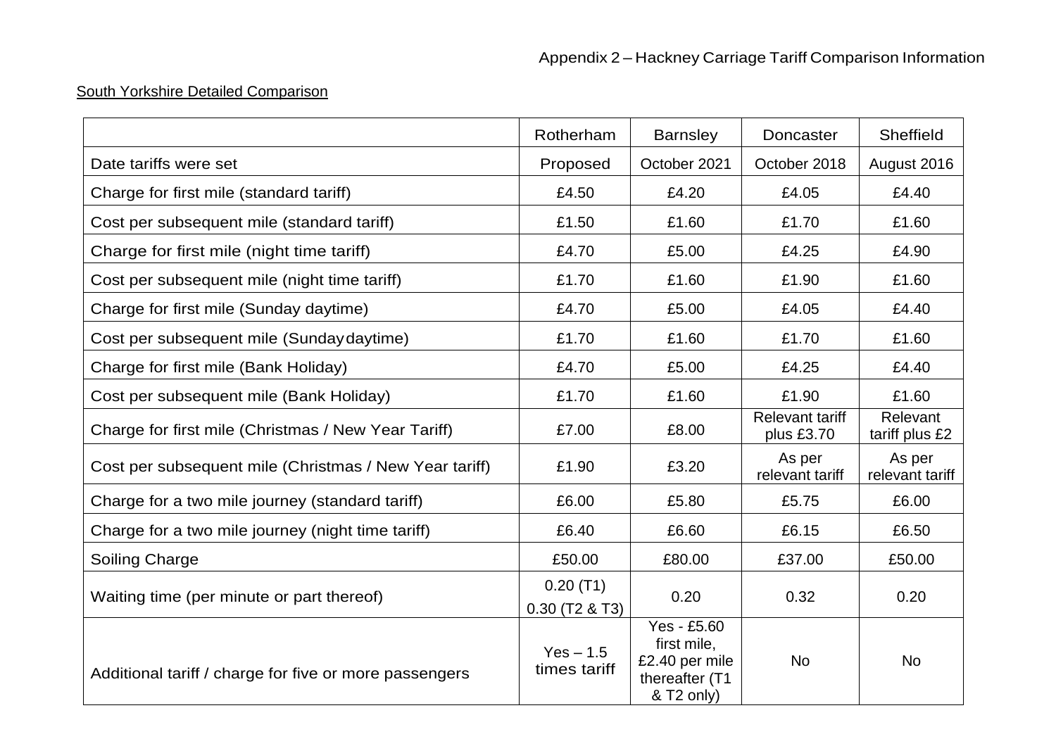Appendix 2 – Hackney Carriage Tariff Comparison Information

South Yorkshire Detailed Comparison

| | Rotherham | Barnsley | Doncaster | Sheffield |
|---|---|---|---|---|
| Date tariffs were set | Proposed | October 2021 | October 2018 | August 2016 |
| Charge for first mile (standard tariff) | £4.50 | £4.20 | £4.05 | £4.40 |
| Cost per subsequent mile (standard tariff) | £1.50 | £1.60 | £1.70 | £1.60 |
| Charge for first mile (night time tariff) | £4.70 | £5.00 | £4.25 | £4.90 |
| Cost per subsequent mile (night time tariff) | £1.70 | £1.60 | £1.90 | £1.60 |
| Charge for first mile (Sunday daytime) | £4.70 | £5.00 | £4.05 | £4.40 |
| Cost per subsequent mile (Sunday daytime) | £1.70 | £1.60 | £1.70 | £1.60 |
| Charge for first mile (Bank Holiday) | £4.70 | £5.00 | £4.25 | £4.40 |
| Cost per subsequent mile (Bank Holiday) | £1.70 | £1.60 | £1.90 | £1.60 |
| Charge for first mile (Christmas / New Year Tariff) | £7.00 | £8.00 | Relevant tariff plus £3.70 | Relevant tariff plus £2 |
| Cost per subsequent mile (Christmas / New Year tariff) | £1.90 | £3.20 | As per relevant tariff | As per relevant tariff |
| Charge for a two mile journey (standard tariff) | £6.00 | £5.80 | £5.75 | £6.00 |
| Charge for a two mile journey (night time tariff) | £6.40 | £6.60 | £6.15 | £6.50 |
| Soiling Charge | £50.00 | £80.00 | £37.00 | £50.00 |
| Waiting time (per minute or part thereof) | 0.20 (T1) 0.30 (T2 & T3) | 0.20 | 0.32 | 0.20 |
| Additional tariff / charge for five or more passengers | Yes – 1.5 times tariff | Yes - £5.60 first mile, £2.40 per mile thereafter (T1 & T2 only) | No | No |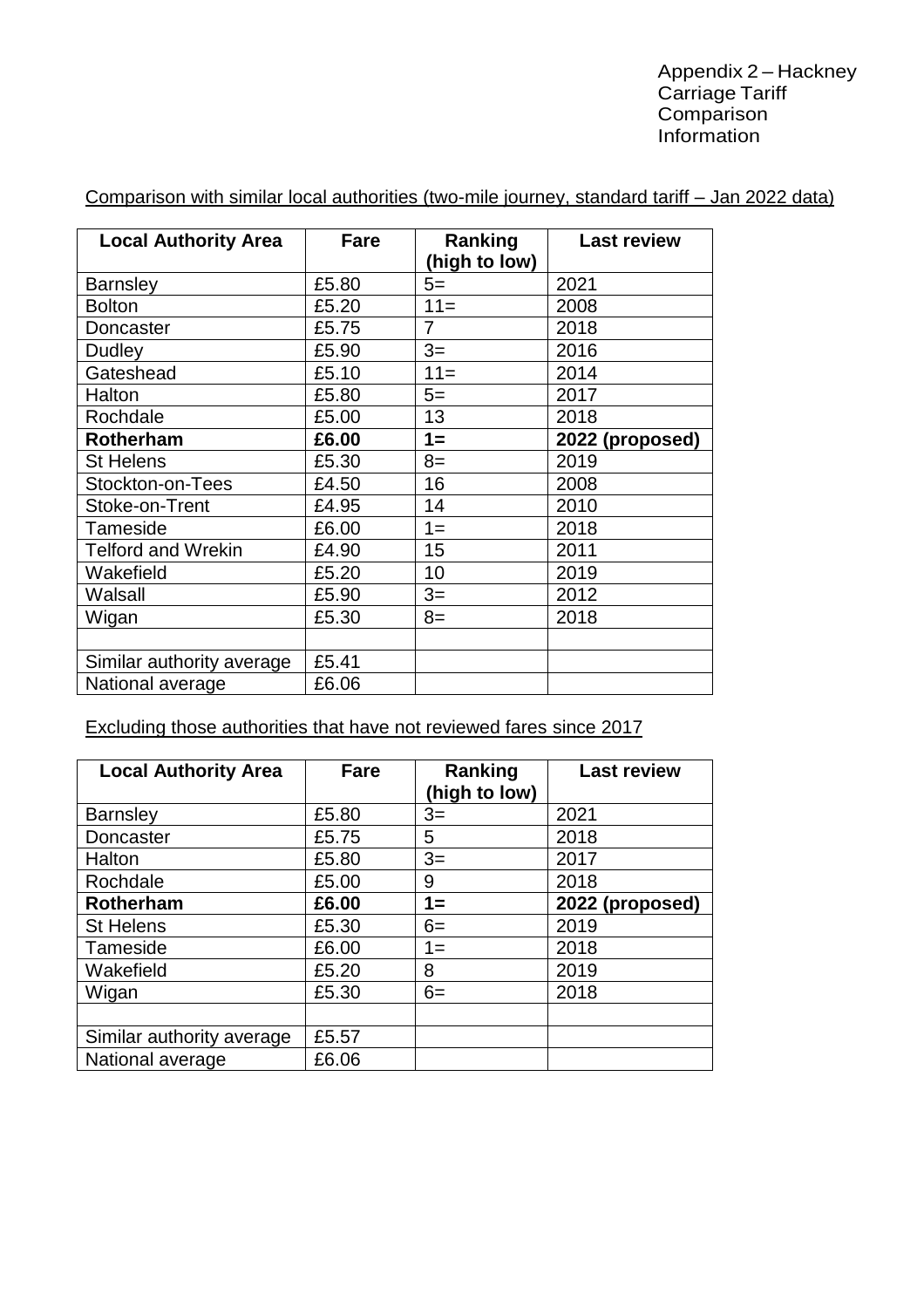Appendix 2 – Hackney Carriage Tariff Comparison Information

Comparison with similar local authorities (two-mile journey, standard tariff – Jan 2022 data)

| Local Authority Area | Fare | Ranking (high to low) | Last review |
|---|---|---|---|
| Barnsley | £5.80 | 5= | 2021 |
| Bolton | £5.20 | 11= | 2008 |
| Doncaster | £5.75 | 7 | 2018 |
| Dudley | £5.90 | 3= | 2016 |
| Gateshead | £5.10 | 11= | 2014 |
| Halton | £5.80 | 5= | 2017 |
| Rochdale | £5.00 | 13 | 2018 |
| **Rotherham** | **£6.00** | **1=** | **2022 (proposed)** |
| St Helens | £5.30 | 8= | 2019 |
| Stockton-on-Tees | £4.50 | 16 | 2008 |
| Stoke-on-Trent | £4.95 | 14 | 2010 |
| Tameside | £6.00 | 1= | 2018 |
| Telford and Wrekin | £4.90 | 15 | 2011 |
| Wakefield | £5.20 | 10 | 2019 |
| Walsall | £5.90 | 3= | 2012 |
| Wigan | £5.30 | 8= | 2018 |
| | | | |
| Similar authority average | £5.41 | | |
| National average | £6.06 | | |

Excluding those authorities that have not reviewed fares since 2017

| Local Authority Area | Fare | Ranking (high to low) | Last review |
|---|---|---|---|
| Barnsley | £5.80 | 3= | 2021 |
| Doncaster | £5.75 | 5 | 2018 |
| Halton | £5.80 | 3= | 2017 |
| Rochdale | £5.00 | 9 | 2018 |
| **Rotherham** | **£6.00** | **1=** | **2022 (proposed)** |
| St Helens | £5.30 | 6= | 2019 |
| Tameside | £6.00 | 1= | 2018 |
| Wakefield | £5.20 | 8 | 2019 |
| Wigan | £5.30 | 6= | 2018 |
| | | | |
| Similar authority average | £5.57 | | |
| National average | £6.06 | | |